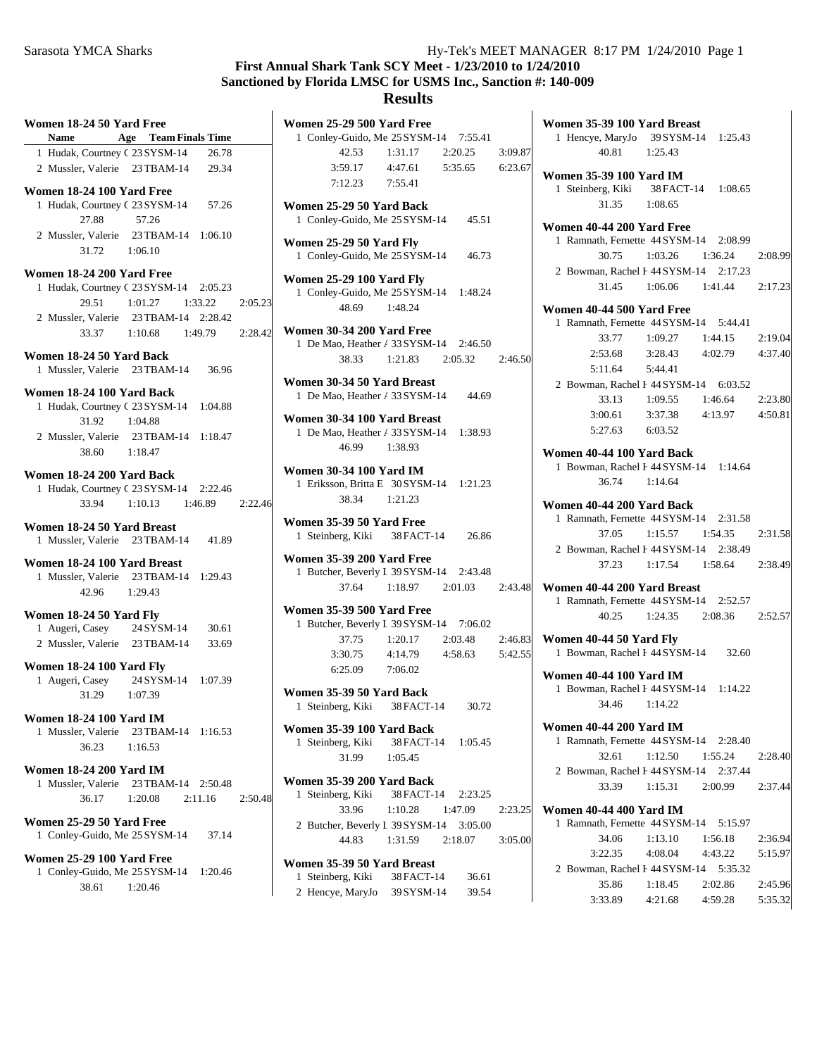Sarasota YMCA Sharks — Hy-Tek's MEET MANAGER 8:17 PM 1/24/2010 Page 1

# First Annual Shark Tank SCY Meet - 1/23/2010 to 1/24/2010

## Sanctioned by Florida LMSC for USMS Inc., Sanction #: 140-009

## Results

### Women 18-24 50 Yard Free

| Name | Age | Team | Finals Time |
|---|---|---|---|
| 1 Hudak, Courtney C | 23 | SYSM-14 | 26.78 |
| 2 Mussler, Valerie | 23 | TBAM-14 | 29.34 |

### Women 18-24 100 Yard Free

1 Hudak, Courtney C 23 SYSM-14 57.26
27.88 57.26

2 Mussler, Valerie 23 TBAM-14 1:06.10
31.72 1:06.10

### Women 18-24 200 Yard Free

1 Hudak, Courtney C 23 SYSM-14 2:05.23
29.51 1:01.27 1:33.22 2:05.23

2 Mussler, Valerie 23 TBAM-14 2:28.42
33.37 1:10.68 1:49.79 2:28.42

### Women 18-24 50 Yard Back

1 Mussler, Valerie 23 TBAM-14 36.96

### Women 18-24 100 Yard Back

1 Hudak, Courtney C 23 SYSM-14 1:04.88
31.92 1:04.88

2 Mussler, Valerie 23 TBAM-14 1:18.47
38.60 1:18.47

### Women 18-24 200 Yard Back

1 Hudak, Courtney C 23 SYSM-14 2:22.46
33.94 1:10.13 1:46.89 2:22.46

### Women 18-24 50 Yard Breast

1 Mussler, Valerie 23 TBAM-14 41.89

### Women 18-24 100 Yard Breast

1 Mussler, Valerie 23 TBAM-14 1:29.43
42.96 1:29.43

### Women 18-24 50 Yard Fly

1 Augeri, Casey 24 SYSM-14 30.61

2 Mussler, Valerie 23 TBAM-14 33.69

### Women 18-24 100 Yard Fly

1 Augeri, Casey 24 SYSM-14 1:07.39
31.29 1:07.39

### Women 18-24 100 Yard IM

1 Mussler, Valerie 23 TBAM-14 1:16.53
36.23 1:16.53

### Women 18-24 200 Yard IM

1 Mussler, Valerie 23 TBAM-14 2:50.48
36.17 1:20.08 2:11.16 2:50.48

### Women 25-29 50 Yard Free

1 Conley-Guido, Me 25 SYSM-14 37.14

### Women 25-29 100 Yard Free

1 Conley-Guido, Me 25 SYSM-14 1:20.46
38.61 1:20.46

### Women 25-29 500 Yard Free

1 Conley-Guido, Me 25 SYSM-14 7:55.41
42.53 1:31.17 2:20.25 3:09.87
3:59.17 4:47.61 5:35.65 6:23.67
7:12.23 7:55.41

### Women 25-29 50 Yard Back

1 Conley-Guido, Me 25 SYSM-14 45.51

### Women 25-29 50 Yard Fly

1 Conley-Guido, Me 25 SYSM-14 46.73

### Women 25-29 100 Yard Fly

1 Conley-Guido, Me 25 SYSM-14 1:48.24
48.69 1:48.24

### Women 30-34 200 Yard Free

1 De Mao, Heather A 33 SYSM-14 2:46.50
38.33 1:21.83 2:05.32 2:46.50

### Women 30-34 50 Yard Breast

1 De Mao, Heather A 33 SYSM-14 44.69

### Women 30-34 100 Yard Breast

1 De Mao, Heather A 33 SYSM-14 1:38.93
46.99 1:38.93

### Women 30-34 100 Yard IM

1 Eriksson, Britta E 30 SYSM-14 1:21.23
38.34 1:21.23

### Women 35-39 50 Yard Free

1 Steinberg, Kiki 38 FACT-14 26.86

### Women 35-39 200 Yard Free

1 Butcher, Beverly L 39 SYSM-14 2:43.48
37.64 1:18.97 2:01.03 2:43.48

### Women 35-39 500 Yard Free

1 Butcher, Beverly L 39 SYSM-14 7:06.02
37.75 1:20.17 2:03.48 2:46.83
3:30.75 4:14.79 4:58.63 5:42.55
6:25.09 7:06.02

### Women 35-39 50 Yard Back

1 Steinberg, Kiki 38 FACT-14 30.72

### Women 35-39 100 Yard Back

1 Steinberg, Kiki 38 FACT-14 1:05.45
31.99 1:05.45

### Women 35-39 200 Yard Back

1 Steinberg, Kiki 38 FACT-14 2:23.25
33.96 1:10.28 1:47.09 2:23.25

2 Butcher, Beverly L 39 SYSM-14 3:05.00
44.83 1:31.59 2:18.07 3:05.00

### Women 35-39 50 Yard Breast

1 Steinberg, Kiki 38 FACT-14 36.61

2 Hencye, MaryJo 39 SYSM-14 39.54

### Women 35-39 100 Yard Breast

1 Hencye, MaryJo 39 SYSM-14 1:25.43
40.81 1:25.43

### Women 35-39 100 Yard IM

1 Steinberg, Kiki 38 FACT-14 1:08.65
31.35 1:08.65

### Women 40-44 200 Yard Free

1 Ramnath, Fernette 44 SYSM-14 2:08.99
30.75 1:03.26 1:36.24 2:08.99

2 Bowman, Rachel F 44 SYSM-14 2:17.23
31.45 1:06.06 1:41.44 2:17.23

### Women 40-44 500 Yard Free

1 Ramnath, Fernette 44 SYSM-14 5:44.41
33.77 1:09.27 1:44.15 2:19.04
2:53.68 3:28.43 4:02.79 4:37.40
5:11.64 5:44.41

2 Bowman, Rachel F 44 SYSM-14 6:03.52
33.13 1:09.55 1:46.64 2:23.80
3:00.61 3:37.38 4:13.97 4:50.81
5:27.63 6:03.52

### Women 40-44 100 Yard Back

1 Bowman, Rachel F 44 SYSM-14 1:14.64
36.74 1:14.64

### Women 40-44 200 Yard Back

1 Ramnath, Fernette 44 SYSM-14 2:31.58
37.05 1:15.57 1:54.35 2:31.58

2 Bowman, Rachel F 44 SYSM-14 2:38.49
37.23 1:17.54 1:58.64 2:38.49

### Women 40-44 200 Yard Breast

1 Ramnath, Fernette 44 SYSM-14 2:52.57
40.25 1:24.35 2:08.36 2:52.57

### Women 40-44 50 Yard Fly

1 Bowman, Rachel F 44 SYSM-14 32.60

### Women 40-44 100 Yard IM

1 Bowman, Rachel F 44 SYSM-14 1:14.22
34.46 1:14.22

### Women 40-44 200 Yard IM

1 Ramnath, Fernette 44 SYSM-14 2:28.40
32.61 1:12.50 1:55.24 2:28.40

2 Bowman, Rachel F 44 SYSM-14 2:37.44
33.39 1:15.31 2:00.99 2:37.44

### Women 40-44 400 Yard IM

1 Ramnath, Fernette 44 SYSM-14 5:15.97
34.06 1:13.10 1:56.18 2:36.94
3:22.35 4:08.04 4:43.22 5:15.97

2 Bowman, Rachel F 44 SYSM-14 5:35.32
35.86 1:18.45 2:02.86 2:45.96
3:33.89 4:21.68 4:59.28 5:35.32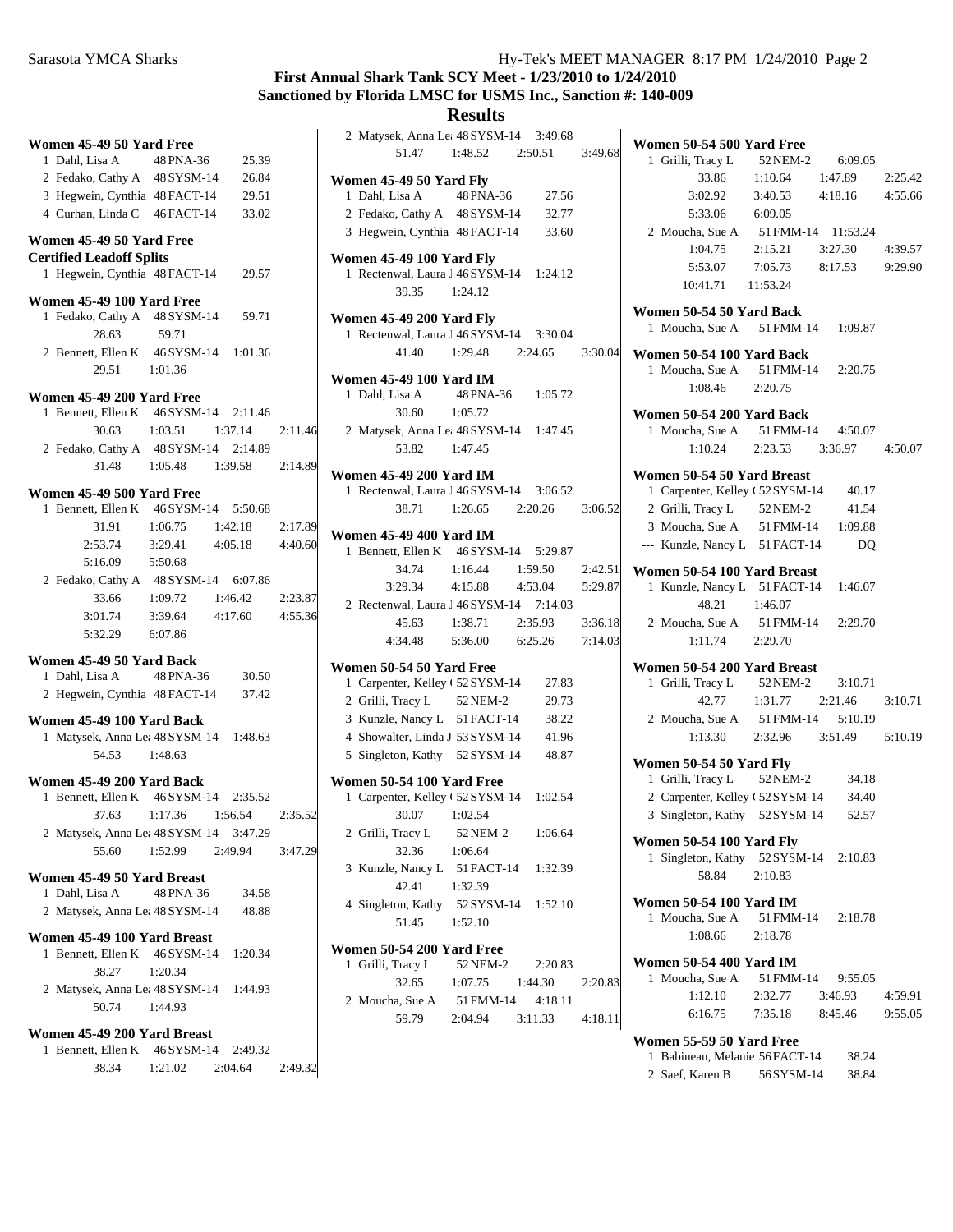## First Annual Shark Tank SCY Meet - 1/23/2010 to 1/24/2010
## Sanctioned by Florida LMSC for USMS Inc., Sanction #: 140-009
## Results

### Women 45-49 50 Yard Free
1 Dahl, Lisa A 48 PNA-36 25.39
2 Fedako, Cathy A 48 SYSM-14 26.84
3 Hegwein, Cynthia 48 FACT-14 29.51
4 Curhan, Linda C 46 FACT-14 33.02

### Women 45-49 50 Yard Free
### Certified Leadoff Splits
1 Hegwein, Cynthia 48 FACT-14 29.57

### Women 45-49 100 Yard Free
1 Fedako, Cathy A 48 SYSM-14 59.71
28.63 59.71
2 Bennett, Ellen K 46 SYSM-14 1:01.36
29.51 1:01.36

### Women 45-49 200 Yard Free
1 Bennett, Ellen K 46 SYSM-14 2:11.46
30.63 1:03.51 1:37.14 2:11.46
2 Fedako, Cathy A 48 SYSM-14 2:14.89
31.48 1:05.48 1:39.58 2:14.89

### Women 45-49 500 Yard Free
1 Bennett, Ellen K 46 SYSM-14 5:50.68
31.91 1:06.75 1:42.18 2:17.89
2:53.74 3:29.41 4:05.18 4:40.60
5:16.09 5:50.68
2 Fedako, Cathy A 48 SYSM-14 6:07.86
33.66 1:09.72 1:46.42 2:23.87
3:01.74 3:39.64 4:17.60 4:55.36
5:32.29 6:07.86

### Women 45-49 50 Yard Back
1 Dahl, Lisa A 48 PNA-36 30.50
2 Hegwein, Cynthia 48 FACT-14 37.42

### Women 45-49 100 Yard Back
1 Matysek, Anna Le 48 SYSM-14 1:48.63
54.53 1:48.63

### Women 45-49 200 Yard Back
1 Bennett, Ellen K 46 SYSM-14 2:35.52
37.63 1:17.36 1:56.54 2:35.52
2 Matysek, Anna Le 48 SYSM-14 3:47.29
55.60 1:52.99 2:49.94 3:47.29

### Women 45-49 50 Yard Breast
1 Dahl, Lisa A 48 PNA-36 34.58
2 Matysek, Anna Le 48 SYSM-14 48.88

### Women 45-49 100 Yard Breast
1 Bennett, Ellen K 46 SYSM-14 1:20.34
38.27 1:20.34
2 Matysek, Anna Le 48 SYSM-14 1:44.93
50.74 1:44.93

### Women 45-49 200 Yard Breast
1 Bennett, Ellen K 46 SYSM-14 2:49.32
38.34 1:21.02 2:04.64 2:49.32
2 Matysek, Anna Le 48 SYSM-14 3:49.68
51.47 1:48.52 2:50.51 3:49.68

### Women 45-49 50 Yard Fly
1 Dahl, Lisa A 48 PNA-36 27.56
2 Fedako, Cathy A 48 SYSM-14 32.77
3 Hegwein, Cynthia 48 FACT-14 33.60

### Women 45-49 100 Yard Fly
1 Rectenwal, Laura J 46 SYSM-14 1:24.12
39.35 1:24.12

### Women 45-49 200 Yard Fly
1 Rectenwal, Laura J 46 SYSM-14 3:30.04
41.40 1:29.48 2:24.65 3:30.04

### Women 45-49 100 Yard IM
1 Dahl, Lisa A 48 PNA-36 1:05.72
30.60 1:05.72
2 Matysek, Anna Le 48 SYSM-14 1:47.45
53.82 1:47.45

### Women 45-49 200 Yard IM
1 Rectenwal, Laura J 46 SYSM-14 3:06.52
38.71 1:26.65 2:20.26 3:06.52

### Women 45-49 400 Yard IM
1 Bennett, Ellen K 46 SYSM-14 5:29.87
34.74 1:16.44 1:59.50 2:42.51
3:29.34 4:15.88 4:53.04 5:29.87
2 Rectenwal, Laura J 46 SYSM-14 7:14.03
45.63 1:38.71 2:35.93 3:36.18
4:34.48 5:36.00 6:25.26 7:14.03

### Women 50-54 50 Yard Free
1 Carpenter, Kelley 52 SYSM-14 27.83
2 Grilli, Tracy L 52 NEM-2 29.73
3 Kunzle, Nancy L 51 FACT-14 38.22
4 Showalter, Linda J 53 SYSM-14 41.96
5 Singleton, Kathy 52 SYSM-14 48.87

### Women 50-54 100 Yard Free
1 Carpenter, Kelley 52 SYSM-14 1:02.54
30.07 1:02.54
2 Grilli, Tracy L 52 NEM-2 1:06.64
32.36 1:06.64
3 Kunzle, Nancy L 51 FACT-14 1:32.39
42.41 1:32.39
4 Singleton, Kathy 52 SYSM-14 1:52.10
51.45 1:52.10

### Women 50-54 200 Yard Free
1 Grilli, Tracy L 52 NEM-2 2:20.83
32.65 1:07.75 1:44.30 2:20.83
2 Moucha, Sue A 51 FMM-14 4:18.11
59.79 2:04.94 3:11.33 4:18.11

### Women 50-54 500 Yard Free
1 Grilli, Tracy L 52 NEM-2 6:09.05
33.86 1:10.64 1:47.89 2:25.42
3:02.92 3:40.53 4:18.16 4:55.66
5:33.06 6:09.05
2 Moucha, Sue A 51 FMM-14 11:53.24
1:04.75 2:15.21 3:27.30 4:39.57
5:53.07 7:05.73 8:17.53 9:29.90
10:41.71 11:53.24

### Women 50-54 50 Yard Back
1 Moucha, Sue A 51 FMM-14 1:09.87

### Women 50-54 100 Yard Back
1 Moucha, Sue A 51 FMM-14 2:20.75
1:08.46 2:20.75

### Women 50-54 200 Yard Back
1 Moucha, Sue A 51 FMM-14 4:50.07
1:10.24 2:23.53 3:36.97 4:50.07

### Women 50-54 50 Yard Breast
1 Carpenter, Kelley 52 SYSM-14 40.17
2 Grilli, Tracy L 52 NEM-2 41.54
3 Moucha, Sue A 51 FMM-14 1:09.88
--- Kunzle, Nancy L 51 FACT-14 DQ

### Women 50-54 100 Yard Breast
1 Kunzle, Nancy L 51 FACT-14 1:46.07
48.21 1:46.07
2 Moucha, Sue A 51 FMM-14 2:29.70
1:11.74 2:29.70

### Women 50-54 200 Yard Breast
1 Grilli, Tracy L 52 NEM-2 3:10.71
42.77 1:31.77 2:21.46 3:10.71
2 Moucha, Sue A 51 FMM-14 5:10.19
1:13.30 2:32.96 3:51.49 5:10.19

### Women 50-54 50 Yard Fly
1 Grilli, Tracy L 52 NEM-2 34.18
2 Carpenter, Kelley 52 SYSM-14 34.40
3 Singleton, Kathy 52 SYSM-14 52.57

### Women 50-54 100 Yard Fly
1 Singleton, Kathy 52 SYSM-14 2:10.83
58.84 2:10.83

### Women 50-54 100 Yard IM
1 Moucha, Sue A 51 FMM-14 2:18.78
1:08.66 2:18.78

### Women 50-54 400 Yard IM
1 Moucha, Sue A 51 FMM-14 9:55.05
1:12.10 2:32.77 3:46.93 4:59.91
6:16.75 7:35.18 8:45.46 9:55.05

### Women 55-59 50 Yard Free
1 Babineau, Melanie 56 FACT-14 38.24
2 Saef, Karen B 56 SYSM-14 38.84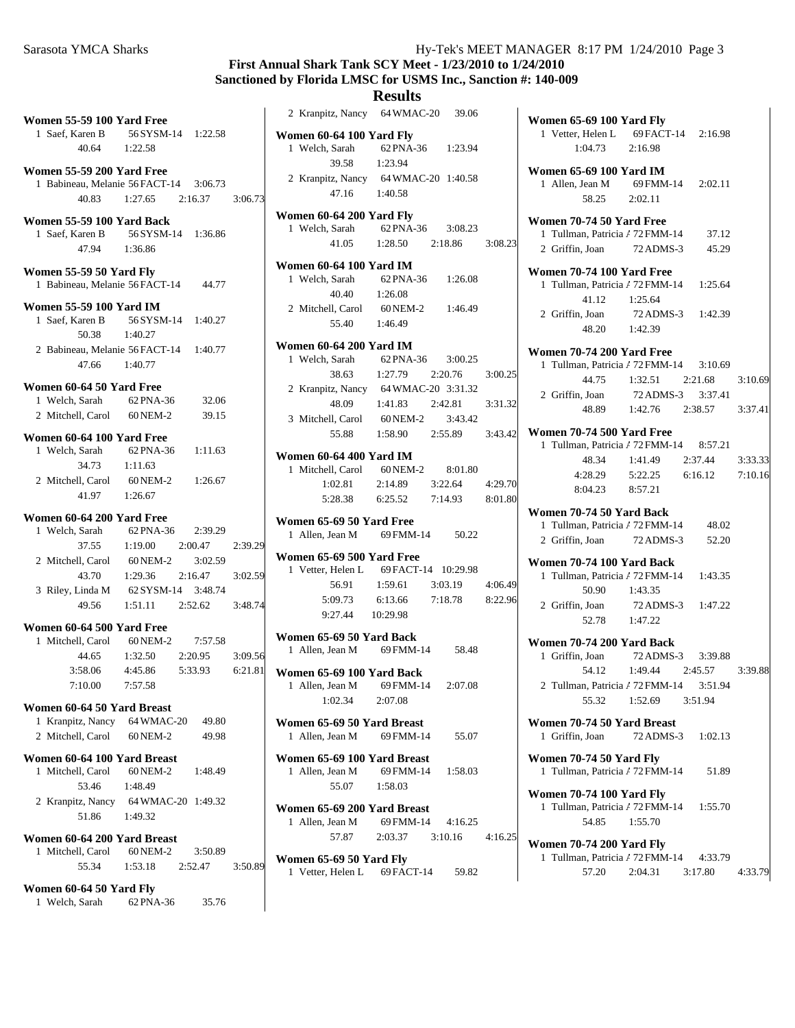# First Annual Shark Tank SCY Meet - 1/23/2010 to 1/24/2010

## Sanctioned by Florida LMSC for USMS Inc., Sanction #: 140-009

## Results

**Women 55-59 100 Yard Free**

1 Saef, Karen B 56 SYSM-14 1:22.58
40.64 1:22.58

**Women 55-59 200 Yard Free**

1 Babineau, Melanie 56 FACT-14 3:06.73
40.83 1:27.65 2:16.37 3:06.73

**Women 55-59 100 Yard Back**

1 Saef, Karen B 56 SYSM-14 1:36.86
47.94 1:36.86

**Women 55-59 50 Yard Fly**

1 Babineau, Melanie 56 FACT-14 44.77

**Women 55-59 100 Yard IM**

1 Saef, Karen B 56 SYSM-14 1:40.27
50.38 1:40.27

2 Babineau, Melanie 56 FACT-14 1:40.77
47.66 1:40.77

**Women 60-64 50 Yard Free**

1 Welch, Sarah 62 PNA-36 32.06

2 Mitchell, Carol 60 NEM-2 39.15

**Women 60-64 100 Yard Free**

1 Welch, Sarah 62 PNA-36 1:11.63
34.73 1:11.63

2 Mitchell, Carol 60 NEM-2 1:26.67
41.97 1:26.67

**Women 60-64 200 Yard Free**

1 Welch, Sarah 62 PNA-36 2:39.29
37.55 1:19.00 2:00.47 2:39.29

2 Mitchell, Carol 60 NEM-2 3:02.59
43.70 1:29.36 2:16.47 3:02.59

3 Riley, Linda M 62 SYSM-14 3:48.74
49.56 1:51.11 2:52.62 3:48.74

**Women 60-64 500 Yard Free**

1 Mitchell, Carol 60 NEM-2 7:57.58
44.65 1:32.50 2:20.95 3:09.56
3:58.06 4:45.86 5:33.93 6:21.81
7:10.00 7:57.58

**Women 60-64 50 Yard Breast**

1 Kranpitz, Nancy 64 WMAC-20 49.80

2 Mitchell, Carol 60 NEM-2 49.98

**Women 60-64 100 Yard Breast**

1 Mitchell, Carol 60 NEM-2 1:48.49
53.46 1:48.49

2 Kranpitz, Nancy 64 WMAC-20 1:49.32
51.86 1:49.32

**Women 60-64 200 Yard Breast**

1 Mitchell, Carol 60 NEM-2 3:50.89
55.34 1:53.18 2:52.47 3:50.89

**Women 60-64 50 Yard Fly**

1 Welch, Sarah 62 PNA-36 35.76

2 Kranpitz, Nancy 64 WMAC-20 39.06

**Women 60-64 100 Yard Fly**

1 Welch, Sarah 62 PNA-36 1:23.94
39.58 1:23.94

2 Kranpitz, Nancy 64 WMAC-20 1:40.58
47.16 1:40.58

**Women 60-64 200 Yard Fly**

1 Welch, Sarah 62 PNA-36 3:08.23
41.05 1:28.50 2:18.86 3:08.23

**Women 60-64 100 Yard IM**

1 Welch, Sarah 62 PNA-36 1:26.08
40.40 1:26.08

2 Mitchell, Carol 60 NEM-2 1:46.49
55.40 1:46.49

**Women 60-64 200 Yard IM**

1 Welch, Sarah 62 PNA-36 3:00.25
38.63 1:27.79 2:20.76 3:00.25

2 Kranpitz, Nancy 64 WMAC-20 3:31.32
48.09 1:41.83 2:42.81 3:31.32

3 Mitchell, Carol 60 NEM-2 3:43.42
55.88 1:58.90 2:55.89 3:43.42

**Women 60-64 400 Yard IM**

1 Mitchell, Carol 60 NEM-2 8:01.80
1:02.81 2:14.89 3:22.64 4:29.70
5:28.38 6:25.52 7:14.93 8:01.80

**Women 65-69 50 Yard Free**

1 Allen, Jean M 69 FMM-14 50.22

**Women 65-69 500 Yard Free**

1 Vetter, Helen L 69 FACT-14 10:29.98
56.91 1:59.61 3:03.19 4:06.49
5:09.73 6:13.66 7:18.78 8:22.96
9:27.44 10:29.98

**Women 65-69 50 Yard Back**

1 Allen, Jean M 69 FMM-14 58.48

**Women 65-69 100 Yard Back**

1 Allen, Jean M 69 FMM-14 2:07.08
1:02.34 2:07.08

**Women 65-69 50 Yard Breast**

1 Allen, Jean M 69 FMM-14 55.07

**Women 65-69 100 Yard Breast**

1 Allen, Jean M 69 FMM-14 1:58.03
55.07 1:58.03

**Women 65-69 200 Yard Breast**

1 Allen, Jean M 69 FMM-14 4:16.25
57.87 2:03.37 3:10.16 4:16.25

**Women 65-69 50 Yard Fly**

1 Vetter, Helen L 69 FACT-14 59.82

**Women 65-69 100 Yard Fly**

1 Vetter, Helen L 69 FACT-14 2:16.98
1:04.73 2:16.98

**Women 65-69 100 Yard IM**

1 Allen, Jean M 69 FMM-14 2:02.11
58.25 2:02.11

**Women 70-74 50 Yard Free**

1 Tullman, Patricia A 72 FMM-14 37.12

2 Griffin, Joan 72 ADMS-3 45.29

**Women 70-74 100 Yard Free**

1 Tullman, Patricia A 72 FMM-14 1:25.64
41.12 1:25.64

2 Griffin, Joan 72 ADMS-3 1:42.39
48.20 1:42.39

**Women 70-74 200 Yard Free**

1 Tullman, Patricia A 72 FMM-14 3:10.69
44.75 1:32.51 2:21.68 3:10.69

2 Griffin, Joan 72 ADMS-3 3:37.41
48.89 1:42.76 2:38.57 3:37.41

**Women 70-74 500 Yard Free**

1 Tullman, Patricia A 72 FMM-14 8:57.21
48.34 1:41.49 2:37.44 3:33.33
4:28.29 5:22.25 6:16.12 7:10.16
8:04.23 8:57.21

**Women 70-74 50 Yard Back**

1 Tullman, Patricia A 72 FMM-14 48.02

2 Griffin, Joan 72 ADMS-3 52.20

**Women 70-74 100 Yard Back**

1 Tullman, Patricia A 72 FMM-14 1:43.35
50.90 1:43.35

2 Griffin, Joan 72 ADMS-3 1:47.22
52.78 1:47.22

**Women 70-74 200 Yard Back**

1 Griffin, Joan 72 ADMS-3 3:39.88
54.12 1:49.44 2:45.57 3:39.88

2 Tullman, Patricia A 72 FMM-14 3:51.94
55.32 1:52.69 3:51.94

**Women 70-74 50 Yard Breast**

1 Griffin, Joan 72 ADMS-3 1:02.13

**Women 70-74 50 Yard Fly**

1 Tullman, Patricia A 72 FMM-14 51.89

**Women 70-74 100 Yard Fly**

1 Tullman, Patricia A 72 FMM-14 1:55.70
54.85 1:55.70

**Women 70-74 200 Yard Fly**

1 Tullman, Patricia A 72 FMM-14 4:33.79
57.20 2:04.31 3:17.80 4:33.79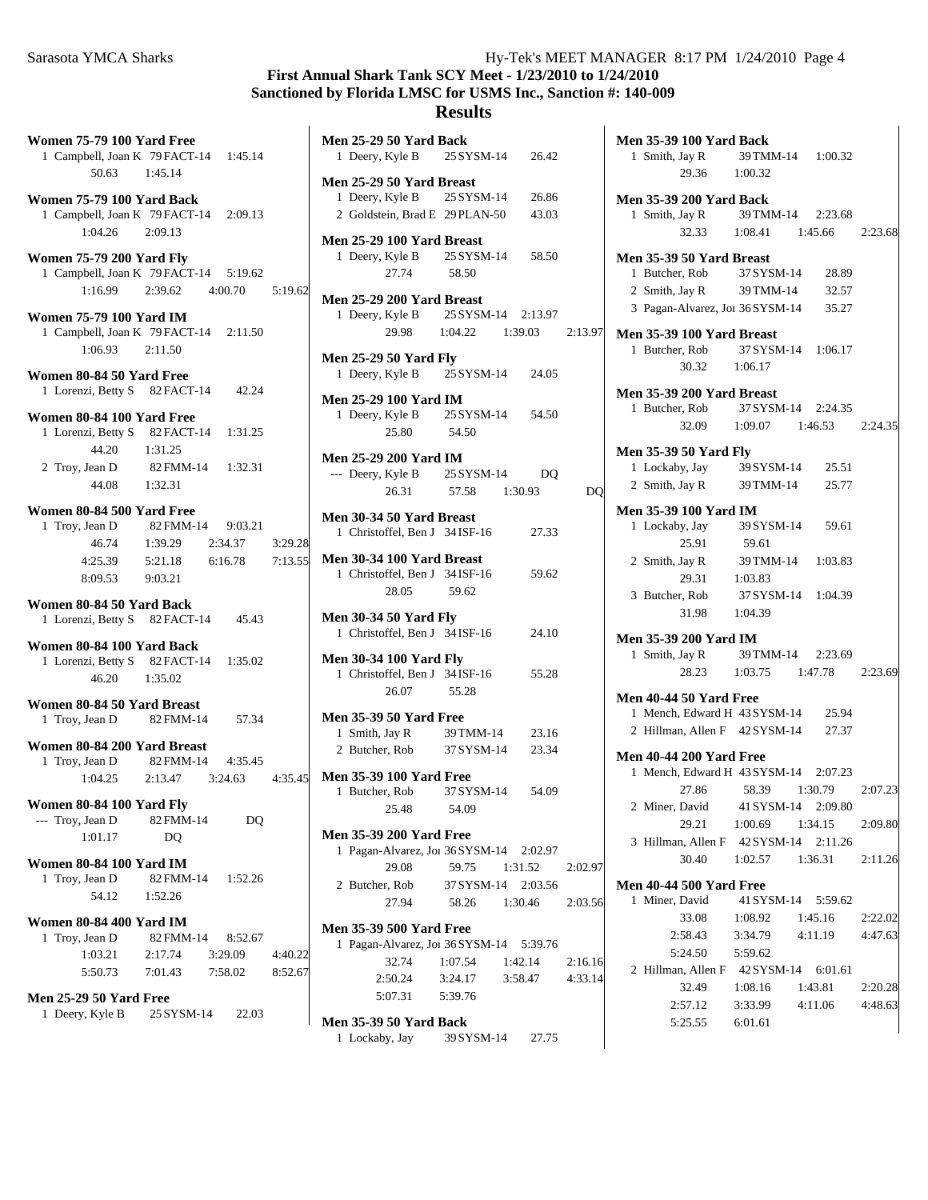# First Annual Shark Tank SCY Meet - 1/23/2010 to 1/24/2010
## Sanctioned by Florida LMSC for USMS Inc., Sanction #: 140-009
## Results

**Women 75-79 100 Yard Free**
1 Campbell, Joan K 79 FACT-14 1:45.14
50.63 1:45.14

**Women 75-79 100 Yard Back**
1 Campbell, Joan K 79 FACT-14 2:09.13
1:04.26 2:09.13

**Women 75-79 200 Yard Fly**
1 Campbell, Joan K 79 FACT-14 5:19.62
1:16.99 2:39.62 4:00.70 5:19.62

**Women 75-79 100 Yard IM**
1 Campbell, Joan K 79 FACT-14 2:11.50
1:06.93 2:11.50

**Women 80-84 50 Yard Free**
1 Lorenzi, Betty S 82 FACT-14 42.24

**Women 80-84 100 Yard Free**
1 Lorenzi, Betty S 82 FACT-14 1:31.25
44.20 1:31.25
2 Troy, Jean D 82 FMM-14 1:32.31
44.08 1:32.31

**Women 80-84 500 Yard Free**
1 Troy, Jean D 82 FMM-14 9:03.21
46.74 1:39.29 2:34.37 3:29.28
4:25.39 5:21.18 6:16.78 7:13.55
8:09.53 9:03.21

**Women 80-84 50 Yard Back**
1 Lorenzi, Betty S 82 FACT-14 45.43

**Women 80-84 100 Yard Back**
1 Lorenzi, Betty S 82 FACT-14 1:35.02
46.20 1:35.02

**Women 80-84 50 Yard Breast**
1 Troy, Jean D 82 FMM-14 57.34

**Women 80-84 200 Yard Breast**
1 Troy, Jean D 82 FMM-14 4:35.45
1:04.25 2:13.47 3:24.63 4:35.45

**Women 80-84 100 Yard Fly**
--- Troy, Jean D 82 FMM-14 DQ
1:01.17 DQ

**Women 80-84 100 Yard IM**
1 Troy, Jean D 82 FMM-14 1:52.26
54.12 1:52.26

**Women 80-84 400 Yard IM**
1 Troy, Jean D 82 FMM-14 8:52.67
1:03.21 2:17.74 3:29.09 4:40.22
5:50.73 7:01.43 7:58.02 8:52.67

**Men 25-29 50 Yard Free**
1 Deery, Kyle B 25 SYSM-14 22.03

**Men 25-29 50 Yard Back**
1 Deery, Kyle B 25 SYSM-14 26.42

**Men 25-29 50 Yard Breast**
1 Deery, Kyle B 25 SYSM-14 26.86
2 Goldstein, Brad E 29 PLAN-50 43.03

**Men 25-29 100 Yard Breast**
1 Deery, Kyle B 25 SYSM-14 58.50
27.74 58.50

**Men 25-29 200 Yard Breast**
1 Deery, Kyle B 25 SYSM-14 2:13.97
29.98 1:04.22 1:39.03 2:13.97

**Men 25-29 50 Yard Fly**
1 Deery, Kyle B 25 SYSM-14 24.05

**Men 25-29 100 Yard IM**
1 Deery, Kyle B 25 SYSM-14 54.50
25.80 54.50

**Men 25-29 200 Yard IM**
--- Deery, Kyle B 25 SYSM-14 DQ
26.31 57.58 1:30.93 DQ

**Men 30-34 50 Yard Breast**
1 Christoffel, Ben J 34 ISF-16 27.33

**Men 30-34 100 Yard Breast**
1 Christoffel, Ben J 34 ISF-16 59.62
28.05 59.62

**Men 30-34 50 Yard Fly**
1 Christoffel, Ben J 34 ISF-16 24.10

**Men 30-34 100 Yard Fly**
1 Christoffel, Ben J 34 ISF-16 55.28
26.07 55.28

**Men 35-39 50 Yard Free**
1 Smith, Jay R 39 TMM-14 23.16
2 Butcher, Rob 37 SYSM-14 23.34

**Men 35-39 100 Yard Free**
1 Butcher, Rob 37 SYSM-14 54.09
25.48 54.09

**Men 35-39 200 Yard Free**
1 Pagan-Alvarez, Jo 36 SYSM-14 2:02.97
29.08 59.75 1:31.52 2:02.97
2 Butcher, Rob 37 SYSM-14 2:03.56
27.94 58.26 1:30.46 2:03.56

**Men 35-39 500 Yard Free**
1 Pagan-Alvarez, Jo 36 SYSM-14 5:39.76
32.74 1:07.54 1:42.14 2:16.16
2:50.24 3:24.17 3:58.47 4:33.14
5:07.31 5:39.76

**Men 35-39 50 Yard Back**
1 Lockaby, Jay 39 SYSM-14 27.75

**Men 35-39 100 Yard Back**
1 Smith, Jay R 39 TMM-14 1:00.32
29.36 1:00.32

**Men 35-39 200 Yard Back**
1 Smith, Jay R 39 TMM-14 2:23.68
32.33 1:08.41 1:45.66 2:23.68

**Men 35-39 50 Yard Breast**
1 Butcher, Rob 37 SYSM-14 28.89
2 Smith, Jay R 39 TMM-14 32.57
3 Pagan-Alvarez, Jo 36 SYSM-14 35.27

**Men 35-39 100 Yard Breast**
1 Butcher, Rob 37 SYSM-14 1:06.17
30.32 1:06.17

**Men 35-39 200 Yard Breast**
1 Butcher, Rob 37 SYSM-14 2:24.35
32.09 1:09.07 1:46.53 2:24.35

**Men 35-39 50 Yard Fly**
1 Lockaby, Jay 39 SYSM-14 25.51
2 Smith, Jay R 39 TMM-14 25.77

**Men 35-39 100 Yard IM**
1 Lockaby, Jay 39 SYSM-14 59.61
25.91 59.61
2 Smith, Jay R 39 TMM-14 1:03.83
29.31 1:03.83
3 Butcher, Rob 37 SYSM-14 1:04.39
31.98 1:04.39

**Men 35-39 200 Yard IM**
1 Smith, Jay R 39 TMM-14 2:23.69
28.23 1:03.75 1:47.78 2:23.69

**Men 40-44 50 Yard Free**
1 Mench, Edward H 43 SYSM-14 25.94
2 Hillman, Allen F 42 SYSM-14 27.37

**Men 40-44 200 Yard Free**
1 Mench, Edward H 43 SYSM-14 2:07.23
27.86 58.39 1:30.79 2:07.23
2 Miner, David 41 SYSM-14 2:09.80
29.21 1:00.69 1:34.15 2:09.80
3 Hillman, Allen F 42 SYSM-14 2:11.26
30.40 1:02.57 1:36.31 2:11.26

**Men 40-44 500 Yard Free**
1 Miner, David 41 SYSM-14 5:59.62
33.08 1:08.92 1:45.16 2:22.02
2:58.43 3:34.79 4:11.19 4:47.63
5:24.50 5:59.62
2 Hillman, Allen F 42 SYSM-14 6:01.61
32.49 1:08.16 1:43.81 2:20.28
2:57.12 3:33.99 4:11.06 4:48.63
5:25.55 6:01.61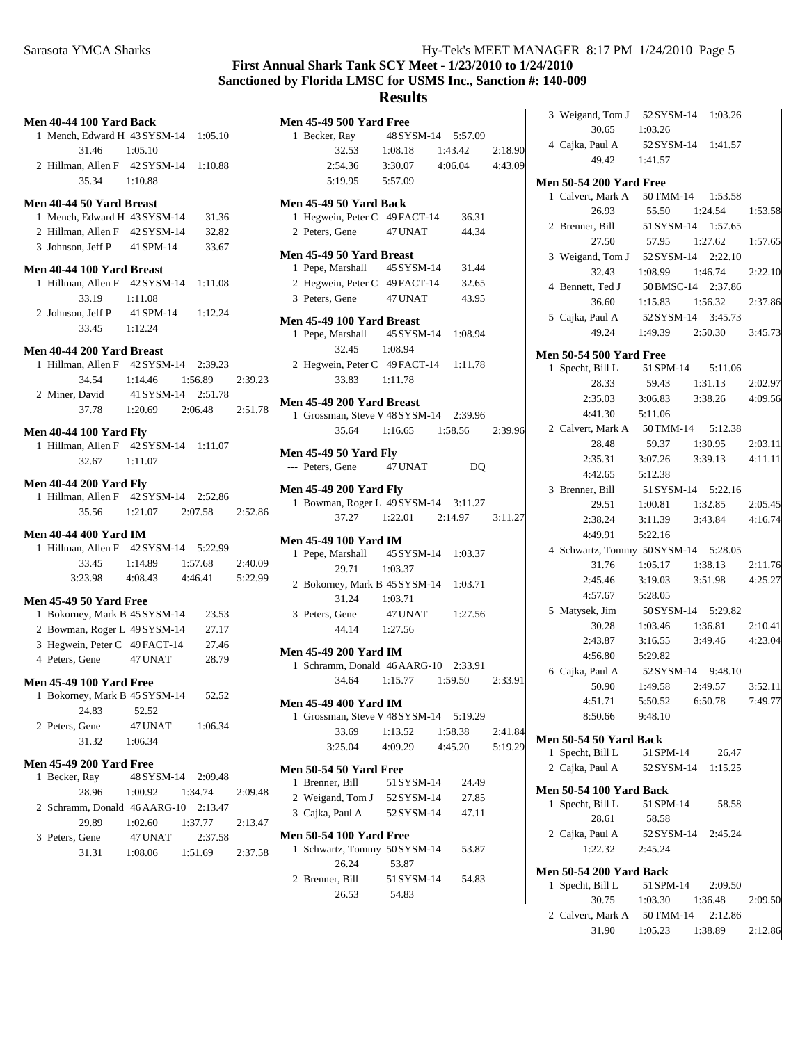# First Annual Shark Tank SCY Meet - 1/23/2010 to 1/24/2010
## Sanctioned by Florida LMSC for USMS Inc., Sanction #: 140-009
## Results

### Men 40-44 100 Yard Back
1 Mench, Edward H 43 SYSM-14 1:05.10
31.46 1:05.10
2 Hillman, Allen F 42 SYSM-14 1:10.88
35.34 1:10.88

### Men 40-44 50 Yard Breast
1 Mench, Edward H 43 SYSM-14 31.36
2 Hillman, Allen F 42 SYSM-14 32.82
3 Johnson, Jeff P 41 SPM-14 33.67

### Men 40-44 100 Yard Breast
1 Hillman, Allen F 42 SYSM-14 1:11.08
33.19 1:11.08
2 Johnson, Jeff P 41 SPM-14 1:12.24
33.45 1:12.24

### Men 40-44 200 Yard Breast
1 Hillman, Allen F 42 SYSM-14 2:39.23
34.54 1:14.46 1:56.89 2:39.23
2 Miner, David 41 SYSM-14 2:51.78
37.78 1:20.69 2:06.48 2:51.78

### Men 40-44 100 Yard Fly
1 Hillman, Allen F 42 SYSM-14 1:11.07
32.67 1:11.07

### Men 40-44 200 Yard Fly
1 Hillman, Allen F 42 SYSM-14 2:52.86
35.56 1:21.07 2:07.58 2:52.86

### Men 40-44 400 Yard IM
1 Hillman, Allen F 42 SYSM-14 5:22.99
33.45 1:14.89 1:57.68 2:40.09
3:23.98 4:08.43 4:46.41 5:22.99

### Men 45-49 50 Yard Free
1 Bokorney, Mark B 45 SYSM-14 23.53
2 Bowman, Roger L 49 SYSM-14 27.17
3 Hegwein, Peter C 49 FACT-14 27.46
4 Peters, Gene 47 UNAT 28.79

### Men 45-49 100 Yard Free
1 Bokorney, Mark B 45 SYSM-14 52.52
24.83 52.52
2 Peters, Gene 47 UNAT 1:06.34
31.32 1:06.34

### Men 45-49 200 Yard Free
1 Becker, Ray 48 SYSM-14 2:09.48
28.96 1:00.92 1:34.74 2:09.48
2 Schramm, Donald 46 AARG-10 2:13.47
29.89 1:02.60 1:37.77 2:13.47
3 Peters, Gene 47 UNAT 2:37.58
31.31 1:08.06 1:51.69 2:37.58

### Men 45-49 500 Yard Free
1 Becker, Ray 48 SYSM-14 5:57.09
32.53 1:08.18 1:43.42 2:18.90
2:54.36 3:30.07 4:06.04 4:43.09
5:19.95 5:57.09

### Men 45-49 50 Yard Back
1 Hegwein, Peter C 49 FACT-14 36.31
2 Peters, Gene 47 UNAT 44.34

### Men 45-49 50 Yard Breast
1 Pepe, Marshall 45 SYSM-14 31.44
2 Hegwein, Peter C 49 FACT-14 32.65
3 Peters, Gene 47 UNAT 43.95

### Men 45-49 100 Yard Breast
1 Pepe, Marshall 45 SYSM-14 1:08.94
32.45 1:08.94
2 Hegwein, Peter C 49 FACT-14 1:11.78
33.83 1:11.78

### Men 45-49 200 Yard Breast
1 Grossman, Steve V 48 SYSM-14 2:39.96
35.64 1:16.65 1:58.56 2:39.96

### Men 45-49 50 Yard Fly
--- Peters, Gene 47 UNAT DQ

### Men 45-49 200 Yard Fly
1 Bowman, Roger L 49 SYSM-14 3:11.27
37.27 1:22.01 2:14.97 3:11.27

### Men 45-49 100 Yard IM
1 Pepe, Marshall 45 SYSM-14 1:03.37
29.71 1:03.37
2 Bokorney, Mark B 45 SYSM-14 1:03.71
31.24 1:03.71
3 Peters, Gene 47 UNAT 1:27.56
44.14 1:27.56

### Men 45-49 200 Yard IM
1 Schramm, Donald 46 AARG-10 2:33.91
34.64 1:15.77 1:59.50 2:33.91

### Men 45-49 400 Yard IM
1 Grossman, Steve V 48 SYSM-14 5:19.29
33.69 1:13.52 1:58.38 2:41.84
3:25.04 4:09.29 4:45.20 5:19.29

### Men 50-54 50 Yard Free
1 Brenner, Bill 51 SYSM-14 24.49
2 Weigand, Tom J 52 SYSM-14 27.85
3 Cajka, Paul A 52 SYSM-14 47.11

### Men 50-54 100 Yard Free
1 Schwartz, Tommy 50 SYSM-14 53.87
26.24 53.87
2 Brenner, Bill 51 SYSM-14 54.83
26.53 54.83
3 Weigand, Tom J 52 SYSM-14 1:03.26
30.65 1:03.26
4 Cajka, Paul A 52 SYSM-14 1:41.57
49.42 1:41.57

### Men 50-54 200 Yard Free
1 Calvert, Mark A 50 TMM-14 1:53.58
26.93 55.50 1:24.54 1:53.58
2 Brenner, Bill 51 SYSM-14 1:57.65
27.50 57.95 1:27.62 1:57.65
3 Weigand, Tom J 52 SYSM-14 2:22.10
32.43 1:08.99 1:46.74 2:22.10
4 Bennett, Ted J 50 BMSC-14 2:37.86
36.60 1:15.83 1:56.32 2:37.86
5 Cajka, Paul A 52 SYSM-14 3:45.73
49.24 1:49.39 2:50.30 3:45.73

### Men 50-54 500 Yard Free
1 Specht, Bill L 51 SPM-14 5:11.06
28.33 59.43 1:31.13 2:02.97
2:35.03 3:06.83 3:38.26 4:09.56
4:41.30 5:11.06
2 Calvert, Mark A 50 TMM-14 5:12.38
28.48 59.37 1:30.95 2:03.11
2:35.31 3:07.26 3:39.13 4:11.11
4:42.65 5:12.38
3 Brenner, Bill 51 SYSM-14 5:22.16
29.51 1:00.81 1:32.85 2:05.45
2:38.24 3:11.39 3:43.84 4:16.74
4:49.91 5:22.16
4 Schwartz, Tommy 50 SYSM-14 5:28.05
31.76 1:05.17 1:38.13 2:11.76
2:45.46 3:19.03 3:51.98 4:25.27
4:57.67 5:28.05
5 Matysek, Jim 50 SYSM-14 5:29.82
30.28 1:03.46 1:36.81 2:10.41
2:43.87 3:16.55 3:49.46 4:23.04
4:56.80 5:29.82
6 Cajka, Paul A 52 SYSM-14 9:48.10
50.90 1:49.58 2:49.57 3:52.11
4:51.71 5:50.52 6:50.78 7:49.77
8:50.66 9:48.10

### Men 50-54 50 Yard Back
1 Specht, Bill L 51 SPM-14 26.47
2 Cajka, Paul A 52 SYSM-14 1:15.25

### Men 50-54 100 Yard Back
1 Specht, Bill L 51 SPM-14 58.58
28.61 58.58
2 Cajka, Paul A 52 SYSM-14 2:45.24
1:22.32 2:45.24

### Men 50-54 200 Yard Back
1 Specht, Bill L 51 SPM-14 2:09.50
30.75 1:03.30 1:36.48 2:09.50
2 Calvert, Mark A 50 TMM-14 2:12.86
31.90 1:05.23 1:38.89 2:12.86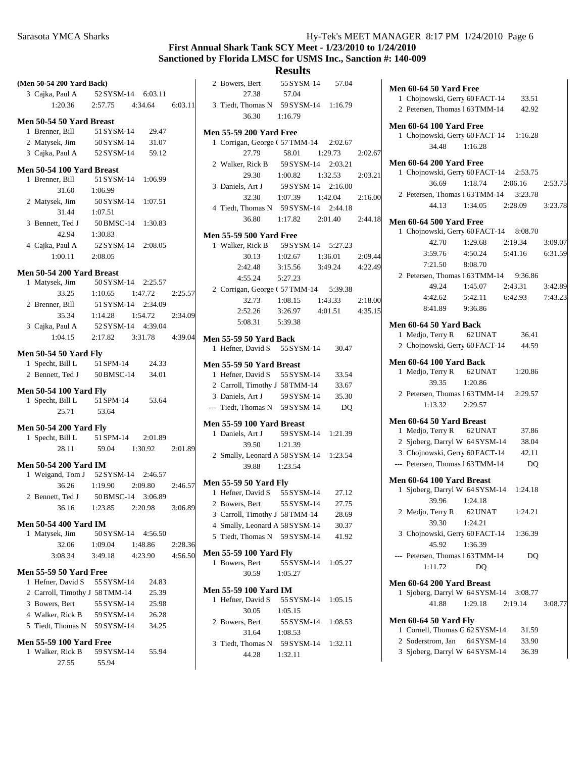**First Annual Shark Tank SCY Meet - 1/23/2010 to 1/24/2010**
**Sanctioned by Florida LMSC for USMS Inc., Sanction #: 140-009**

## Results

### (Men 50-54 200 Yard Back)

3 Cajka, Paul A 52 SYSM-14 6:03.11
1:20.36 2:57.75 4:34.64 6:03.11

### Men 50-54 50 Yard Breast

1 Brenner, Bill 51 SYSM-14 29.47
2 Matysek, Jim 50 SYSM-14 31.07
3 Cajka, Paul A 52 SYSM-14 59.12

### Men 50-54 100 Yard Breast

1 Brenner, Bill 51 SYSM-14 1:06.99
31.60 1:06.99
2 Matysek, Jim 50 SYSM-14 1:07.51
31.44 1:07.51
3 Bennett, Ted J 50 BMSC-14 1:30.83
42.94 1:30.83
4 Cajka, Paul A 52 SYSM-14 2:08.05
1:00.11 2:08.05

### Men 50-54 200 Yard Breast

1 Matysek, Jim 50 SYSM-14 2:25.57
33.25 1:10.65 1:47.72 2:25.57
2 Brenner, Bill 51 SYSM-14 2:34.09
35.34 1:14.28 1:54.72 2:34.09
3 Cajka, Paul A 52 SYSM-14 4:39.04
1:04.15 2:17.82 3:31.78 4:39.04

### Men 50-54 50 Yard Fly

1 Specht, Bill L 51 SPM-14 24.33
2 Bennett, Ted J 50 BMSC-14 34.01

### Men 50-54 100 Yard Fly

1 Specht, Bill L 51 SPM-14 53.64
25.71 53.64

### Men 50-54 200 Yard Fly

1 Specht, Bill L 51 SPM-14 2:01.89
28.11 59.04 1:30.92 2:01.89

### Men 50-54 200 Yard IM

1 Weigand, Tom J 52 SYSM-14 2:46.57
36.26 1:19.90 2:09.80 2:46.57
2 Bennett, Ted J 50 BMSC-14 3:06.89
36.16 1:23.85 2:20.98 3:06.89

### Men 50-54 400 Yard IM

1 Matysek, Jim 50 SYSM-14 4:56.50
32.06 1:09.04 1:48.86 2:28.36
3:08.34 3:49.18 4:23.90 4:56.50

### Men 55-59 50 Yard Free

1 Hefner, David S 55 SYSM-14 24.83
2 Carroll, Timothy J 58 TMM-14 25.39
3 Bowers, Bert 55 SYSM-14 25.98
4 Walker, Rick B 59 SYSM-14 26.28
5 Tiedt, Thomas N 59 SYSM-14 34.25

### Men 55-59 100 Yard Free

1 Walker, Rick B 59 SYSM-14 55.94
27.55 55.94
2 Bowers, Bert 55 SYSM-14 57.04
27.38 57.04
3 Tiedt, Thomas N 59 SYSM-14 1:16.79
36.30 1:16.79

### Men 55-59 200 Yard Free

1 Corrigan, George ( 57 TMM-14 2:02.67
27.79 58.01 1:29.73 2:02.67
2 Walker, Rick B 59 SYSM-14 2:03.21
29.30 1:00.82 1:32.53 2:03.21
3 Daniels, Art J 59 SYSM-14 2:16.00
32.30 1:07.39 1:42.04 2:16.00
4 Tiedt, Thomas N 59 SYSM-14 2:44.18
36.80 1:17.82 2:01.40 2:44.18

### Men 55-59 500 Yard Free

1 Walker, Rick B 59 SYSM-14 5:27.23
30.13 1:02.67 1:36.01 2:09.44
2:42.48 3:15.56 3:49.24 4:22.49
4:55.24 5:27.23
2 Corrigan, George ( 57 TMM-14 5:39.38
32.73 1:08.15 1:43.33 2:18.00
2:52.26 3:26.97 4:01.51 4:35.15
5:08.31 5:39.38

### Men 55-59 50 Yard Back

1 Hefner, David S 55 SYSM-14 30.47

### Men 55-59 50 Yard Breast

1 Hefner, David S 55 SYSM-14 33.54
2 Carroll, Timothy J 58 TMM-14 33.67
3 Daniels, Art J 59 SYSM-14 35.30
--- Tiedt, Thomas N 59 SYSM-14 DQ

### Men 55-59 100 Yard Breast

1 Daniels, Art J 59 SYSM-14 1:21.39
39.50 1:21.39
2 Smally, Leonard A 58 SYSM-14 1:23.54
39.88 1:23.54

### Men 55-59 50 Yard Fly

1 Hefner, David S 55 SYSM-14 27.12
2 Bowers, Bert 55 SYSM-14 27.75
3 Carroll, Timothy J 58 TMM-14 28.69
4 Smally, Leonard A 58 SYSM-14 30.37
5 Tiedt, Thomas N 59 SYSM-14 41.92

### Men 55-59 100 Yard Fly

1 Bowers, Bert 55 SYSM-14 1:05.27
30.59 1:05.27

### Men 55-59 100 Yard IM

1 Hefner, David S 55 SYSM-14 1:05.15
30.05 1:05.15
2 Bowers, Bert 55 SYSM-14 1:08.53
31.64 1:08.53
3 Tiedt, Thomas N 59 SYSM-14 1:32.11
44.28 1:32.11

### Men 60-64 50 Yard Free

1 Chojnowski, Gerry 60 FACT-14 33.51
2 Petersen, Thomas I 63 TMM-14 42.92

### Men 60-64 100 Yard Free

1 Chojnowski, Gerry 60 FACT-14 1:16.28
34.48 1:16.28

### Men 60-64 200 Yard Free

1 Chojnowski, Gerry 60 FACT-14 2:53.75
36.69 1:18.74 2:06.16 2:53.75
2 Petersen, Thomas I 63 TMM-14 3:23.78
44.13 1:34.05 2:28.09 3:23.78

### Men 60-64 500 Yard Free

1 Chojnowski, Gerry 60 FACT-14 8:08.70
42.70 1:29.68 2:19.34 3:09.07
3:59.76 4:50.24 5:41.16 6:31.59
7:21.50 8:08.70
2 Petersen, Thomas I 63 TMM-14 9:36.86
49.24 1:45.07 2:43.31 3:42.89
4:42.62 5:42.11 6:42.93 7:43.23
8:41.89 9:36.86

### Men 60-64 50 Yard Back

1 Medjo, Terry R 62 UNAT 36.41
2 Chojnowski, Gerry 60 FACT-14 44.59

### Men 60-64 100 Yard Back

1 Medjo, Terry R 62 UNAT 1:20.86
39.35 1:20.86
2 Petersen, Thomas I 63 TMM-14 2:29.57
1:13.32 2:29.57

### Men 60-64 50 Yard Breast

1 Medjo, Terry R 62 UNAT 37.86
2 Sjoberg, Darryl W 64 SYSM-14 38.04
3 Chojnowski, Gerry 60 FACT-14 42.11
--- Petersen, Thomas I 63 TMM-14 DQ

### Men 60-64 100 Yard Breast

1 Sjoberg, Darryl W 64 SYSM-14 1:24.18
39.96 1:24.18
2 Medjo, Terry R 62 UNAT 1:24.21
39.30 1:24.21
3 Chojnowski, Gerry 60 FACT-14 1:36.39
45.92 1:36.39
--- Petersen, Thomas I 63 TMM-14 DQ
1:11.72 DQ

### Men 60-64 200 Yard Breast

1 Sjoberg, Darryl W 64 SYSM-14 3:08.77
41.88 1:29.18 2:19.14 3:08.77

### Men 60-64 50 Yard Fly

1 Cornell, Thomas G 62 SYSM-14 31.59
2 Soderstrom, Jan 64 SYSM-14 33.90
3 Sjoberg, Darryl W 64 SYSM-14 36.39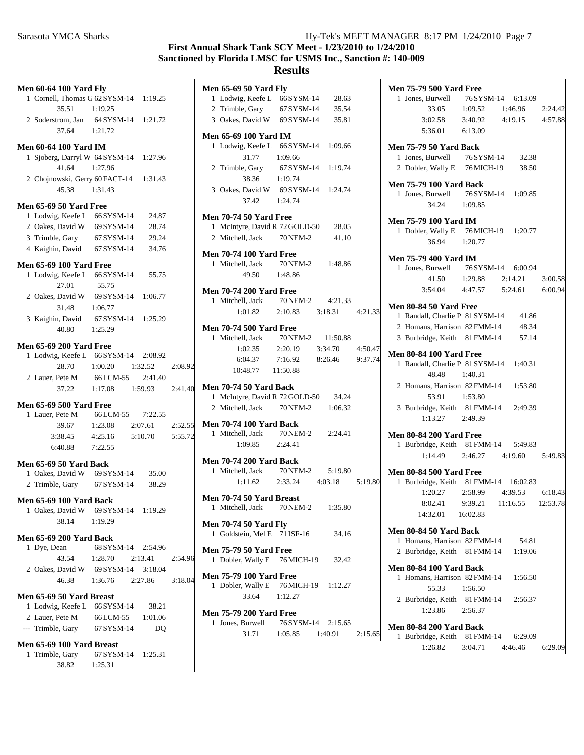## First Annual Shark Tank SCY Meet - 1/23/2010 to 1/24/2010
## Sanctioned by Florida LMSC for USMS Inc., Sanction #: 140-009
## Results

### Men 60-64 100 Yard Fly

1 Cornell, Thomas G 62 SYSM-14 1:19.25
   35.51 1:19.25
2 Soderstrom, Jan 64 SYSM-14 1:21.72
   37.64 1:21.72

### Men 60-64 100 Yard IM

1 Sjoberg, Darryl W 64 SYSM-14 1:27.96
   41.64 1:27.96
2 Chojnowski, Gerry 60 FACT-14 1:31.43
   45.38 1:31.43

### Men 65-69 50 Yard Free

1 Lodwig, Keefe L 66 SYSM-14 24.87
2 Oakes, David W 69 SYSM-14 28.74
3 Trimble, Gary 67 SYSM-14 29.24
4 Kaighin, David 67 SYSM-14 34.76

### Men 65-69 100 Yard Free

1 Lodwig, Keefe L 66 SYSM-14 55.75
   27.01 55.75
2 Oakes, David W 69 SYSM-14 1:06.77
   31.48 1:06.77
3 Kaighin, David 67 SYSM-14 1:25.29
   40.80 1:25.29

### Men 65-69 200 Yard Free

1 Lodwig, Keefe L 66 SYSM-14 2:08.92
   28.70 1:00.20 1:32.52 2:08.92
2 Lauer, Pete M 66 LCM-55 2:41.40
   37.22 1:17.08 1:59.93 2:41.40

### Men 65-69 500 Yard Free

1 Lauer, Pete M 66 LCM-55 7:22.55
   39.67 1:23.08 2:07.61 2:52.55
   3:38.45 4:25.16 5:10.70 5:55.72
   6:40.88 7:22.55

### Men 65-69 50 Yard Back

1 Oakes, David W 69 SYSM-14 35.00
2 Trimble, Gary 67 SYSM-14 38.29

### Men 65-69 100 Yard Back

1 Oakes, David W 69 SYSM-14 1:19.29
   38.14 1:19.29

### Men 65-69 200 Yard Back

1 Dye, Dean 68 SYSM-14 2:54.96
   43.54 1:28.70 2:13.41 2:54.96
2 Oakes, David W 69 SYSM-14 3:18.04
   46.38 1:36.76 2:27.86 3:18.04

### Men 65-69 50 Yard Breast

1 Lodwig, Keefe L 66 SYSM-14 38.21
2 Lauer, Pete M 66 LCM-55 1:01.06
--- Trimble, Gary 67 SYSM-14 DQ

### Men 65-69 100 Yard Breast

1 Trimble, Gary 67 SYSM-14 1:25.31
   38.82 1:25.31

### Men 65-69 50 Yard Fly

1 Lodwig, Keefe L 66 SYSM-14 28.63
2 Trimble, Gary 67 SYSM-14 35.54
3 Oakes, David W 69 SYSM-14 35.81

### Men 65-69 100 Yard IM

1 Lodwig, Keefe L 66 SYSM-14 1:09.66
   31.77 1:09.66
2 Trimble, Gary 67 SYSM-14 1:19.74
   38.36 1:19.74
3 Oakes, David W 69 SYSM-14 1:24.74
   37.42 1:24.74

### Men 70-74 50 Yard Free

1 McIntyre, David R 72 GOLD-50 28.05
2 Mitchell, Jack 70 NEM-2 41.10

### Men 70-74 100 Yard Free

1 Mitchell, Jack 70 NEM-2 1:48.86
   49.50 1:48.86

### Men 70-74 200 Yard Free

1 Mitchell, Jack 70 NEM-2 4:21.33
   1:01.82 2:10.83 3:18.31 4:21.33

### Men 70-74 500 Yard Free

1 Mitchell, Jack 70 NEM-2 11:50.88
   1:02.35 2:20.19 3:34.70 4:50.47
   6:04.37 7:16.92 8:26.46 9:37.74
   10:48.77 11:50.88

### Men 70-74 50 Yard Back

1 McIntyre, David R 72 GOLD-50 34.24
2 Mitchell, Jack 70 NEM-2 1:06.32

### Men 70-74 100 Yard Back

1 Mitchell, Jack 70 NEM-2 2:24.41
   1:09.85 2:24.41

### Men 70-74 200 Yard Back

1 Mitchell, Jack 70 NEM-2 5:19.80
   1:11.62 2:33.24 4:03.18 5:19.80

### Men 70-74 50 Yard Breast

1 Mitchell, Jack 70 NEM-2 1:35.80

### Men 70-74 50 Yard Fly

1 Goldstein, Mel E 71 ISF-16 34.16

### Men 75-79 50 Yard Free

1 Dobler, Wally E 76 MICH-19 32.42

### Men 75-79 100 Yard Free

1 Dobler, Wally E 76 MICH-19 1:12.27
   33.64 1:12.27

### Men 75-79 200 Yard Free

1 Jones, Burwell 76 SYSM-14 2:15.65
   31.71 1:05.85 1:40.91 2:15.65

### Men 75-79 500 Yard Free

1 Jones, Burwell 76 SYSM-14 6:13.09
   33.05 1:09.52 1:46.96 2:24.42
   3:02.58 3:40.92 4:19.15 4:57.88
   5:36.01 6:13.09

### Men 75-79 50 Yard Back

1 Jones, Burwell 76 SYSM-14 32.38
2 Dobler, Wally E 76 MICH-19 38.50

### Men 75-79 100 Yard Back

1 Jones, Burwell 76 SYSM-14 1:09.85
   34.24 1:09.85

### Men 75-79 100 Yard IM

1 Dobler, Wally E 76 MICH-19 1:20.77
   36.94 1:20.77

### Men 75-79 400 Yard IM

1 Jones, Burwell 76 SYSM-14 6:00.94
   41.50 1:29.88 2:14.21 3:00.58
   3:54.04 4:47.57 5:24.61 6:00.94

### Men 80-84 50 Yard Free

1 Randall, Charlie P 81 SYSM-14 41.86
2 Homans, Harrison 82 FMM-14 48.34
3 Burbridge, Keith 81 FMM-14 57.14

### Men 80-84 100 Yard Free

1 Randall, Charlie P 81 SYSM-14 1:40.31
   48.48 1:40.31
2 Homans, Harrison 82 FMM-14 1:53.80
   53.91 1:53.80
3 Burbridge, Keith 81 FMM-14 2:49.39
   1:13.27 2:49.39

### Men 80-84 200 Yard Free

1 Burbridge, Keith 81 FMM-14 5:49.83
   1:14.49 2:46.27 4:19.60 5:49.83

### Men 80-84 500 Yard Free

1 Burbridge, Keith 81 FMM-14 16:02.83
   1:20.27 2:58.99 4:39.53 6:18.43
   8:02.41 9:39.21 11:16.55 12:53.78
   14:32.01 16:02.83

### Men 80-84 50 Yard Back

1 Homans, Harrison 82 FMM-14 54.81
2 Burbridge, Keith 81 FMM-14 1:19.06

### Men 80-84 100 Yard Back

1 Homans, Harrison 82 FMM-14 1:56.50
   55.33 1:56.50
2 Burbridge, Keith 81 FMM-14 2:56.37
   1:23.86 2:56.37

### Men 80-84 200 Yard Back

1 Burbridge, Keith 81 FMM-14 6:29.09
   1:26.82 3:04.71 4:46.46 6:29.09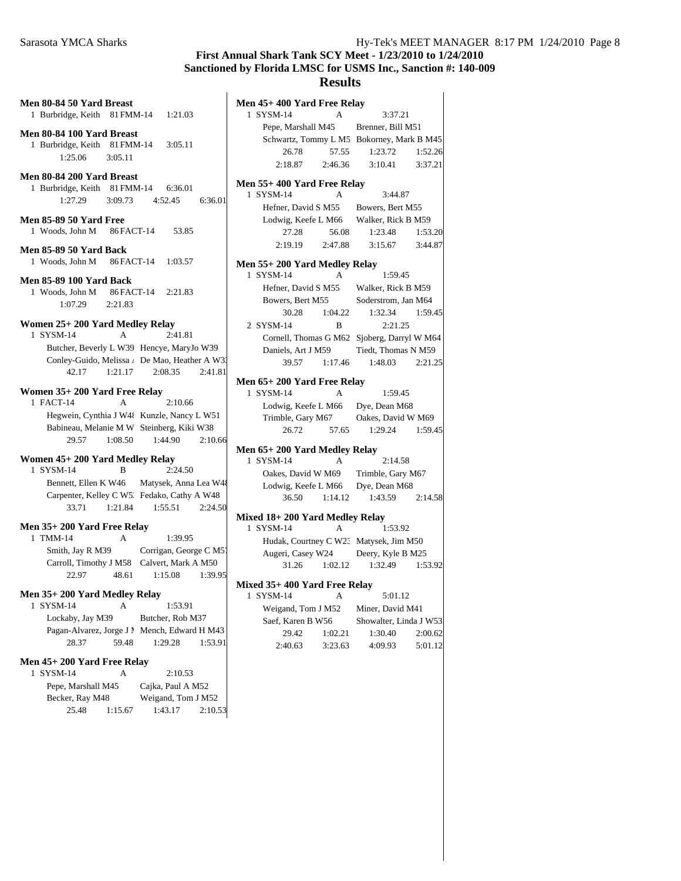# First Annual Shark Tank SCY Meet - 1/23/2010 to 1/24/2010
## Sanctioned by Florida LMSC for USMS Inc., Sanction #: 140-009
## Results

### Men 80-84 50 Yard Breast
1 Burbridge, Keith 81 FMM-14 1:21.03

### Men 80-84 100 Yard Breast
1 Burbridge, Keith 81 FMM-14 3:05.11
1:25.06 3:05.11

### Men 80-84 200 Yard Breast
1 Burbridge, Keith 81 FMM-14 6:36.01
1:27.29 3:09.73 4:52.45 6:36.01

### Men 85-89 50 Yard Free
1 Woods, John M 86 FACT-14 53.85

### Men 85-89 50 Yard Back
1 Woods, John M 86 FACT-14 1:03.57

### Men 85-89 100 Yard Back
1 Woods, John M 86 FACT-14 2:21.83
1:07.29 2:21.83

### Women 25+ 200 Yard Medley Relay
1 SYSM-14 A 2:41.81
Butcher, Beverly L W39 Hencye, MaryJo W39
Conley-Guido, Melissa / De Mao, Heather A W3
42.17 1:21.17 2:08.35 2:41.81

### Women 35+ 200 Yard Free Relay
1 FACT-14 A 2:10.66
Hegwein, Cynthia J W4 Kunzle, Nancy L W51
Babineau, Melanie M W Steinberg, Kiki W38
29.57 1:08.50 1:44.90 2:10.66

### Women 45+ 200 Yard Medley Relay
1 SYSM-14 B 2:24.50
Bennett, Ellen K W46 Matysek, Anna Lea W4
Carpenter, Kelley C W5 Fedako, Cathy A W48
33.71 1:21.84 1:55.51 2:24.50

### Men 35+ 200 Yard Free Relay
1 TMM-14 A 1:39.95
Smith, Jay R M39 Corrigan, George C M5
Carroll, Timothy J M58 Calvert, Mark A M50
22.97 48.61 1:15.08 1:39.95

### Men 35+ 200 Yard Medley Relay
1 SYSM-14 A 1:53.91
Lockaby, Jay M39 Butcher, Rob M37
Pagan-Alvarez, Jorge J M Mench, Edward H M43
28.37 59.48 1:29.28 1:53.91

### Men 45+ 200 Yard Free Relay
1 SYSM-14 A 2:10.53
Pepe, Marshall M45 Cajka, Paul A M52
Becker, Ray M48 Weigand, Tom J M52
25.48 1:15.67 1:43.17 2:10.53

### Men 45+ 400 Yard Free Relay
1 SYSM-14 A 3:37.21
Pepe, Marshall M45 Brenner, Bill M51
Schwartz, Tommy L M5 Bokorney, Mark B M45
26.78 57.55 1:23.72 1:52.26
2:18.87 2:46.36 3:10.41 3:37.21

### Men 55+ 400 Yard Free Relay
1 SYSM-14 A 3:44.87
Hefner, David S M55 Bowers, Bert M55
Lodwig, Keefe L M66 Walker, Rick B M59
27.28 56.08 1:23.48 1:53.20
2:19.19 2:47.88 3:15.67 3:44.87

### Men 55+ 200 Yard Medley Relay
1 SYSM-14 A 1:59.45
Hefner, David S M55 Walker, Rick B M59
Bowers, Bert M55 Soderstrom, Jan M64
30.28 1:04.22 1:32.34 1:59.45

2 SYSM-14 B 2:21.25
Cornell, Thomas G M62 Sjoberg, Darryl W M64
Daniels, Art J M59 Tiedt, Thomas N M59
39.57 1:17.46 1:48.03 2:21.25

### Men 65+ 200 Yard Free Relay
1 SYSM-14 A 1:59.45
Lodwig, Keefe L M66 Dye, Dean M68
Trimble, Gary M67 Oakes, David W M69
26.72 57.65 1:29.24 1:59.45

### Men 65+ 200 Yard Medley Relay
1 SYSM-14 A 2:14.58
Oakes, David W M69 Trimble, Gary M67
Lodwig, Keefe L M66 Dye, Dean M68
36.50 1:14.12 1:43.59 2:14.58

### Mixed 18+ 200 Yard Medley Relay
1 SYSM-14 A 1:53.92
Hudak, Courtney C W2 Matysek, Jim M50
Augeri, Casey W24 Deery, Kyle B M25
31.26 1:02.12 1:32.49 1:53.92

### Mixed 35+ 400 Yard Free Relay
1 SYSM-14 A 5:01.12
Weigand, Tom J M52 Miner, David M41
Saef, Karen B W56 Showalter, Linda J W53
29.42 1:02.21 1:30.40 2:00.62
2:40.63 3:23.63 4:09.93 5:01.12